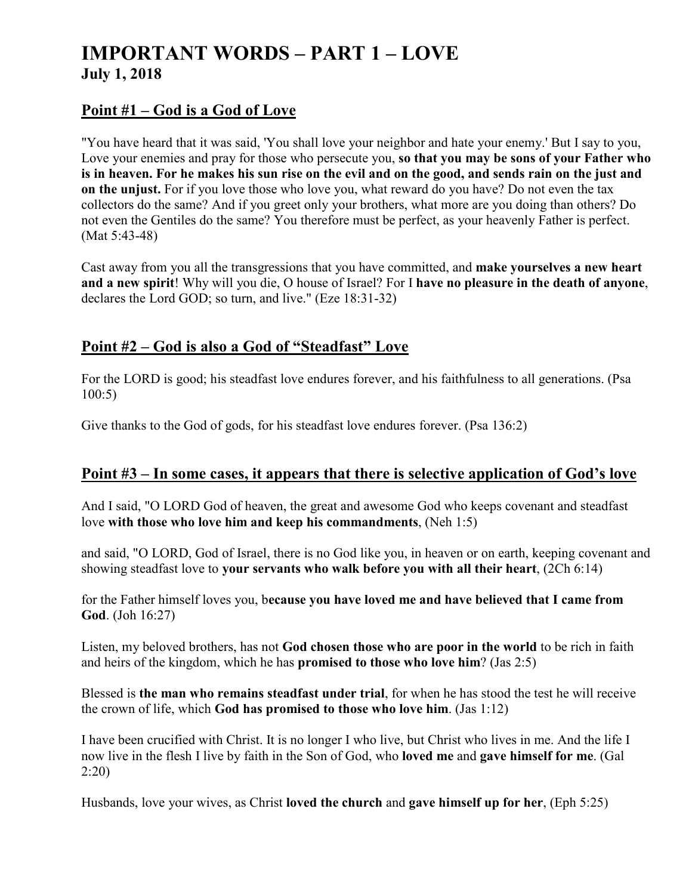# IMPORTANT WORDS – PART 1 – LOVE

**July 1, 2018**

## Point #1 – God is a God of Love

"You have heard that it was said, 'You shall love your neighbor and hate your enemy.' But I say to you, Love your enemies and pray for those who persecute you, **so that you may be sons of your Father who is in heaven. For he makes his sun rise on the evil and on the good, and sends rain on the just and on the unjust.** For if you love those who love you, what reward do you have? Do not even the tax collectors do the same? And if you greet only your brothers, what more are you doing than others? Do not even the Gentiles do the same? You therefore must be perfect, as your heavenly Father is perfect. (Mat 5:43-48)

Cast away from you all the transgressions that you have committed, and **make yourselves a new heart and a new spirit**! Why will you die, O house of Israel? For I **have no pleasure in the death of anyone**, declares the Lord GOD; so turn, and live." (Eze 18:31-32)

## Point #2 – God is also a God of "Steadfast" Love

For the LORD is good; his steadfast love endures forever, and his faithfulness to all generations. (Psa 100:5)

Give thanks to the God of gods, for his steadfast love endures forever. (Psa 136:2)

## Point #3 – In some cases, it appears that there is selective application of God's love

And I said, "O LORD God of heaven, the great and awesome God who keeps covenant and steadfast love **with those who love him and keep his commandments**, (Neh 1:5)

and said, "O LORD, God of Israel, there is no God like you, in heaven or on earth, keeping covenant and showing steadfast love to **your servants who walk before you with all their heart**, (2Ch 6:14)

for the Father himself loves you, b**ecause you have loved me and have believed that I came from God**. (Joh 16:27)

Listen, my beloved brothers, has not **God chosen those who are poor in the world** to be rich in faith and heirs of the kingdom, which he has **promised to those who love him**? (Jas 2:5)

Blessed is **the man who remains steadfast under trial**, for when he has stood the test he will receive the crown of life, which **God has promised to those who love him**. (Jas 1:12)

I have been crucified with Christ. It is no longer I who live, but Christ who lives in me. And the life I now live in the flesh I live by faith in the Son of God, who **loved me** and **gave himself for me**. (Gal 2:20)

Husbands, love your wives, as Christ **loved the church** and **gave himself up for her**, (Eph 5:25)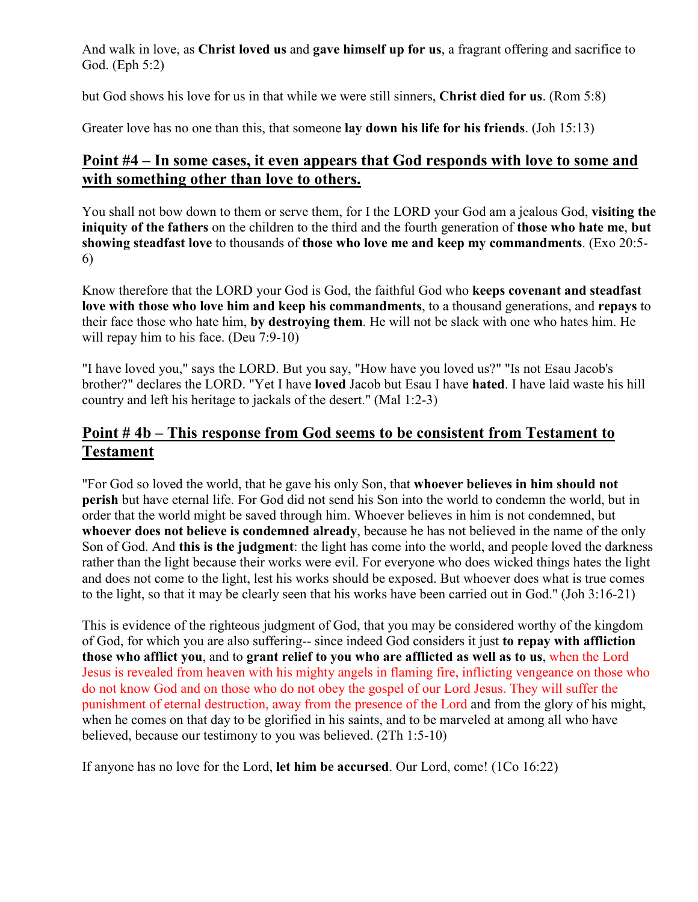And walk in love, as **Christ loved us** and **gave himself up for us**, a fragrant offering and sacrifice to God. (Eph 5:2)

but God shows his love for us in that while we were still sinners, **Christ died for us**. (Rom 5:8)

Greater love has no one than this, that someone **lay down his life for his friends**. (Joh 15:13)

## Point #4 – In some cases, it even appears that God responds with love to some and with something other than love to others.

You shall not bow down to them or serve them, for I the LORD your God am a jealous God, **visiting the iniquity of the fathers** on the children to the third and the fourth generation of **those who hate me**, **but showing steadfast love** to thousands of **those who love me and keep my commandments**. (Exo 20:5-6)

Know therefore that the LORD your God is God, the faithful God who **keeps covenant and steadfast love with those who love him and keep his commandments**, to a thousand generations, and **repays** to their face those who hate him, **by destroying them**. He will not be slack with one who hates him. He will repay him to his face. (Deu 7:9-10)

"I have loved you," says the LORD. But you say, "How have you loved us?" "Is not Esau Jacob's brother?" declares the LORD. "Yet I have **loved** Jacob but Esau I have **hated**. I have laid waste his hill country and left his heritage to jackals of the desert." (Mal 1:2-3)

## Point # 4b – This response from God seems to be consistent from Testament to Testament

"For God so loved the world, that he gave his only Son, that **whoever believes in him should not perish** but have eternal life. For God did not send his Son into the world to condemn the world, but in order that the world might be saved through him. Whoever believes in him is not condemned, but **whoever does not believe is condemned already**, because he has not believed in the name of the only Son of God. And **this is the judgment**: the light has come into the world, and people loved the darkness rather than the light because their works were evil. For everyone who does wicked things hates the light and does not come to the light, lest his works should be exposed. But whoever does what is true comes to the light, so that it may be clearly seen that his works have been carried out in God." (Joh 3:16-21)

This is evidence of the righteous judgment of God, that you may be considered worthy of the kingdom of God, for which you are also suffering-- since indeed God considers it just **to repay with affliction those who afflict you**, and to **grant relief to you who are afflicted as well as to us**, when the Lord Jesus is revealed from heaven with his mighty angels in flaming fire, inflicting vengeance on those who do not know God and on those who do not obey the gospel of our Lord Jesus. They will suffer the punishment of eternal destruction, away from the presence of the Lord and from the glory of his might, when he comes on that day to be glorified in his saints, and to be marveled at among all who have believed, because our testimony to you was believed. (2Th 1:5-10)

If anyone has no love for the Lord, **let him be accursed**. Our Lord, come! (1Co 16:22)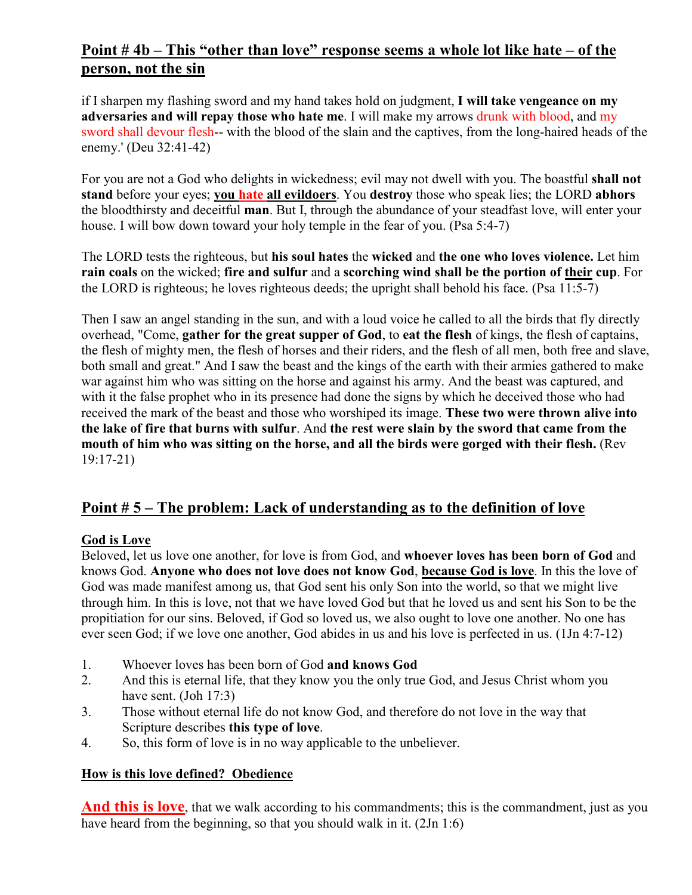## Point # 4b – This "other than love" response seems a whole lot like hate – of the person, not the sin

if I sharpen my flashing sword and my hand takes hold on judgment, **I will take vengeance on my adversaries and will repay those who hate me**. I will make my arrows drunk with blood, and my sword shall devour flesh-- with the blood of the slain and the captives, from the long-haired heads of the enemy.' (Deu 32:41-42)

For you are not a God who delights in wickedness; evil may not dwell with you. The boastful **shall not stand** before your eyes; **you hate all evildoers**. You **destroy** those who speak lies; the LORD **abhors** the bloodthirsty and deceitful **man**. But I, through the abundance of your steadfast love, will enter your house. I will bow down toward your holy temple in the fear of you. (Psa 5:4-7)

The LORD tests the righteous, but **his soul hates** the **wicked** and **the one who loves violence.** Let him **rain coals** on the wicked; **fire and sulfur** and a **scorching wind shall be the portion of their cup**. For the LORD is righteous; he loves righteous deeds; the upright shall behold his face. (Psa 11:5-7)

Then I saw an angel standing in the sun, and with a loud voice he called to all the birds that fly directly overhead, "Come, **gather for the great supper of God**, to **eat the flesh** of kings, the flesh of captains, the flesh of mighty men, the flesh of horses and their riders, and the flesh of all men, both free and slave, both small and great." And I saw the beast and the kings of the earth with their armies gathered to make war against him who was sitting on the horse and against his army. And the beast was captured, and with it the false prophet who in its presence had done the signs by which he deceived those who had received the mark of the beast and those who worshiped its image. **These two were thrown alive into the lake of fire that burns with sulfur**. And **the rest were slain by the sword that came from the mouth of him who was sitting on the horse, and all the birds were gorged with their flesh.** (Rev 19:17-21)

## Point # 5 – The problem: Lack of understanding as to the definition of love

### God is Love

Beloved, let us love one another, for love is from God, and **whoever loves has been born of God** and knows God. **Anyone who does not love does not know God**, **because God is love**. In this the love of God was made manifest among us, that God sent his only Son into the world, so that we might live through him. In this is love, not that we have loved God but that he loved us and sent his Son to be the propitiation for our sins. Beloved, if God so loved us, we also ought to love one another. No one has ever seen God; if we love one another, God abides in us and his love is perfected in us. (1Jn 4:7-12)

1. Whoever loves has been born of God **and knows God**
2. And this is eternal life, that they know you the only true God, and Jesus Christ whom you have sent. (Joh 17:3)
3. Those without eternal life do not know God, and therefore do not love in the way that Scripture describes **this type of love**.
4. So, this form of love is in no way applicable to the unbeliever.

### How is this love defined? Obedience

**And this is love**, that we walk according to his commandments; this is the commandment, just as you have heard from the beginning, so that you should walk in it. (2Jn 1:6)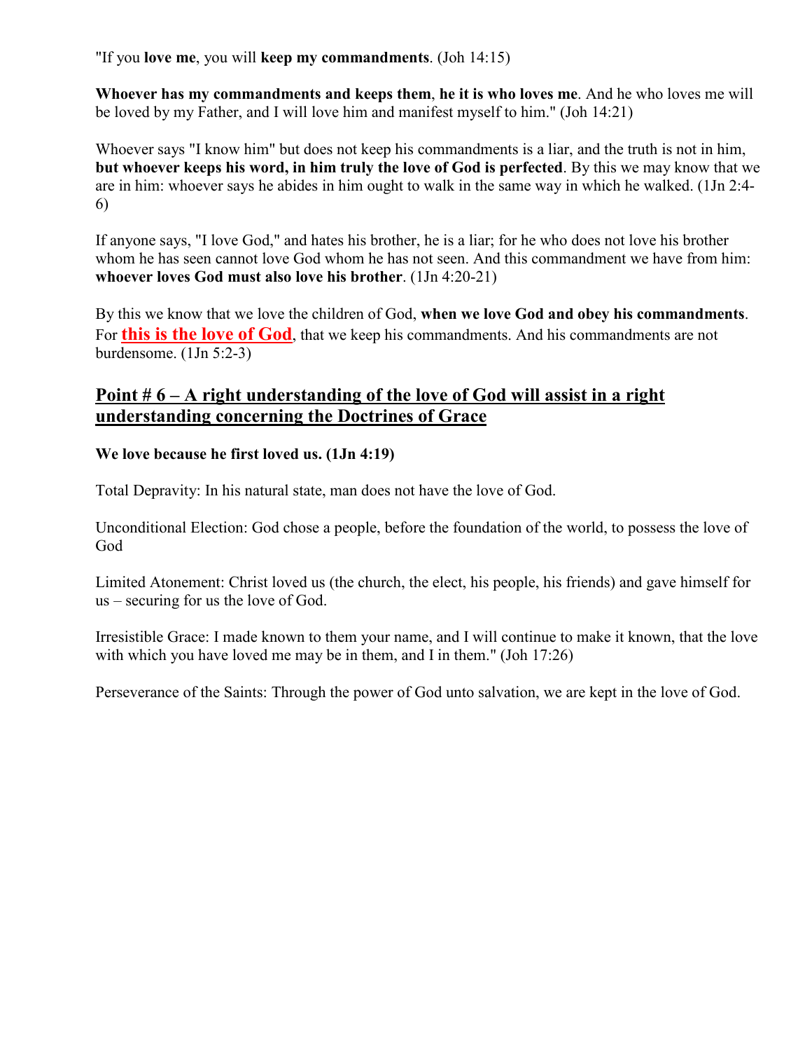"If you **love me**, you will **keep my commandments**. (Joh 14:15)

**Whoever has my commandments and keeps them**, **he it is who loves me**. And he who loves me will be loved by my Father, and I will love him and manifest myself to him." (Joh 14:21)

Whoever says "I know him" but does not keep his commandments is a liar, and the truth is not in him, **but whoever keeps his word, in him truly the love of God is perfected**. By this we may know that we are in him: whoever says he abides in him ought to walk in the same way in which he walked. (1Jn 2:4-6)

If anyone says, "I love God," and hates his brother, he is a liar; for he who does not love his brother whom he has seen cannot love God whom he has not seen. And this commandment we have from him: **whoever loves God must also love his brother**. (1Jn 4:20-21)

By this we know that we love the children of God, **when we love God and obey his commandments**. For **this is the love of God**, that we keep his commandments. And his commandments are not burdensome. (1Jn 5:2-3)

## Point # 6 – A right understanding of the love of God will assist in a right understanding concerning the Doctrines of Grace

**We love because he first loved us. (1Jn 4:19)**

Total Depravity: In his natural state, man does not have the love of God.

Unconditional Election: God chose a people, before the foundation of the world, to possess the love of God

Limited Atonement: Christ loved us (the church, the elect, his people, his friends) and gave himself for us – securing for us the love of God.

Irresistible Grace: I made known to them your name, and I will continue to make it known, that the love with which you have loved me may be in them, and I in them." (Joh 17:26)

Perseverance of the Saints: Through the power of God unto salvation, we are kept in the love of God.